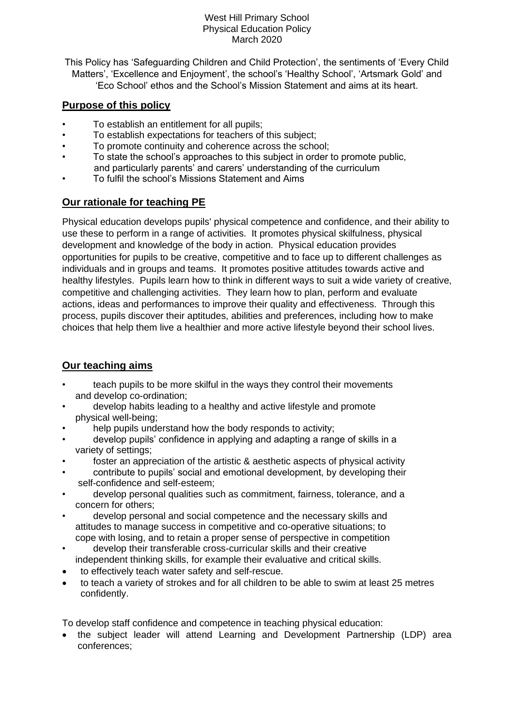West Hill Primary School
Physical Education Policy
March 2020

This Policy has 'Safeguarding Children and Child Protection', the sentiments of 'Every Child Matters', 'Excellence and Enjoyment', the school's 'Healthy School', 'Artsmark Gold' and 'Eco School' ethos and the School's Mission Statement and aims at its heart.

## Purpose of this policy

- To establish an entitlement for all pupils;
- To establish expectations for teachers of this subject;
- To promote continuity and coherence across the school;
- To state the school's approaches to this subject in order to promote public, and particularly parents' and carers' understanding of the curriculum
- To fulfil the school's Missions Statement and Aims

## Our rationale for teaching PE

Physical education develops pupils' physical competence and confidence, and their ability to use these to perform in a range of activities. It promotes physical skilfulness, physical development and knowledge of the body in action. Physical education provides opportunities for pupils to be creative, competitive and to face up to different challenges as individuals and in groups and teams. It promotes positive attitudes towards active and healthy lifestyles. Pupils learn how to think in different ways to suit a wide variety of creative, competitive and challenging activities. They learn how to plan, perform and evaluate actions, ideas and performances to improve their quality and effectiveness. Through this process, pupils discover their aptitudes, abilities and preferences, including how to make choices that help them live a healthier and more active lifestyle beyond their school lives.

## Our teaching aims

- teach pupils to be more skilful in the ways they control their movements and develop co-ordination;
- develop habits leading to a healthy and active lifestyle and promote physical well-being;
- help pupils understand how the body responds to activity;
- develop pupils' confidence in applying and adapting a range of skills in a variety of settings;
- foster an appreciation of the artistic & aesthetic aspects of physical activity
- contribute to pupils' social and emotional development, by developing their self-confidence and self-esteem;
- develop personal qualities such as commitment, fairness, tolerance, and a concern for others;
- develop personal and social competence and the necessary skills and attitudes to manage success in competitive and co-operative situations; to cope with losing, and to retain a proper sense of perspective in competition
- develop their transferable cross-curricular skills and their creative independent thinking skills, for example their evaluative and critical skills.
- to effectively teach water safety and self-rescue.
- to teach a variety of strokes and for all children to be able to swim at least 25 metres confidently.

To develop staff confidence and competence in teaching physical education:

- the subject leader will attend Learning and Development Partnership (LDP) area conferences;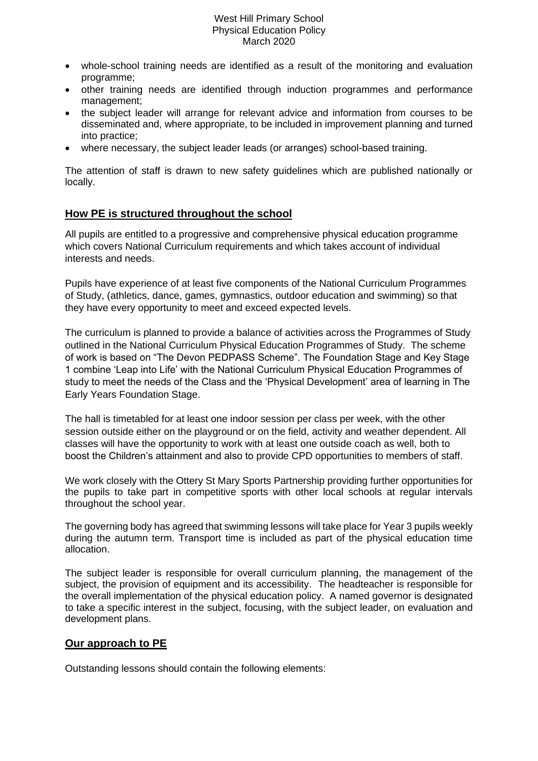- whole-school training needs are identified as a result of the monitoring and evaluation programme;
- other training needs are identified through induction programmes and performance management;
- the subject leader will arrange for relevant advice and information from courses to be disseminated and, where appropriate, to be included in improvement planning and turned into practice;
- where necessary, the subject leader leads (or arranges) school-based training.

The attention of staff is drawn to new safety guidelines which are published nationally or locally.

## **How PE is structured throughout the school**

All pupils are entitled to a progressive and comprehensive physical education programme which covers National Curriculum requirements and which takes account of individual interests and needs.

Pupils have experience of at least five components of the National Curriculum Programmes of Study, (athletics, dance, games, gymnastics, outdoor education and swimming) so that they have every opportunity to meet and exceed expected levels.

The curriculum is planned to provide a balance of activities across the Programmes of Study outlined in the National Curriculum Physical Education Programmes of Study. The scheme of work is based on "The Devon PEDPASS Scheme". The Foundation Stage and Key Stage 1 combine 'Leap into Life' with the National Curriculum Physical Education Programmes of study to meet the needs of the Class and the 'Physical Development' area of learning in The Early Years Foundation Stage.

The hall is timetabled for at least one indoor session per class per week, with the other session outside either on the playground or on the field, activity and weather dependent. All classes will have the opportunity to work with at least one outside coach as well, both to boost the Children's attainment and also to provide CPD opportunities to members of staff.

We work closely with the Ottery St Mary Sports Partnership providing further opportunities for the pupils to take part in competitive sports with other local schools at regular intervals throughout the school year.

The governing body has agreed that swimming lessons will take place for Year 3 pupils weekly during the autumn term. Transport time is included as part of the physical education time allocation.

The subject leader is responsible for overall curriculum planning, the management of the subject, the provision of equipment and its accessibility. The headteacher is responsible for the overall implementation of the physical education policy. A named governor is designated to take a specific interest in the subject, focusing, with the subject leader, on evaluation and development plans.

## **Our approach to PE**

Outstanding lessons should contain the following elements: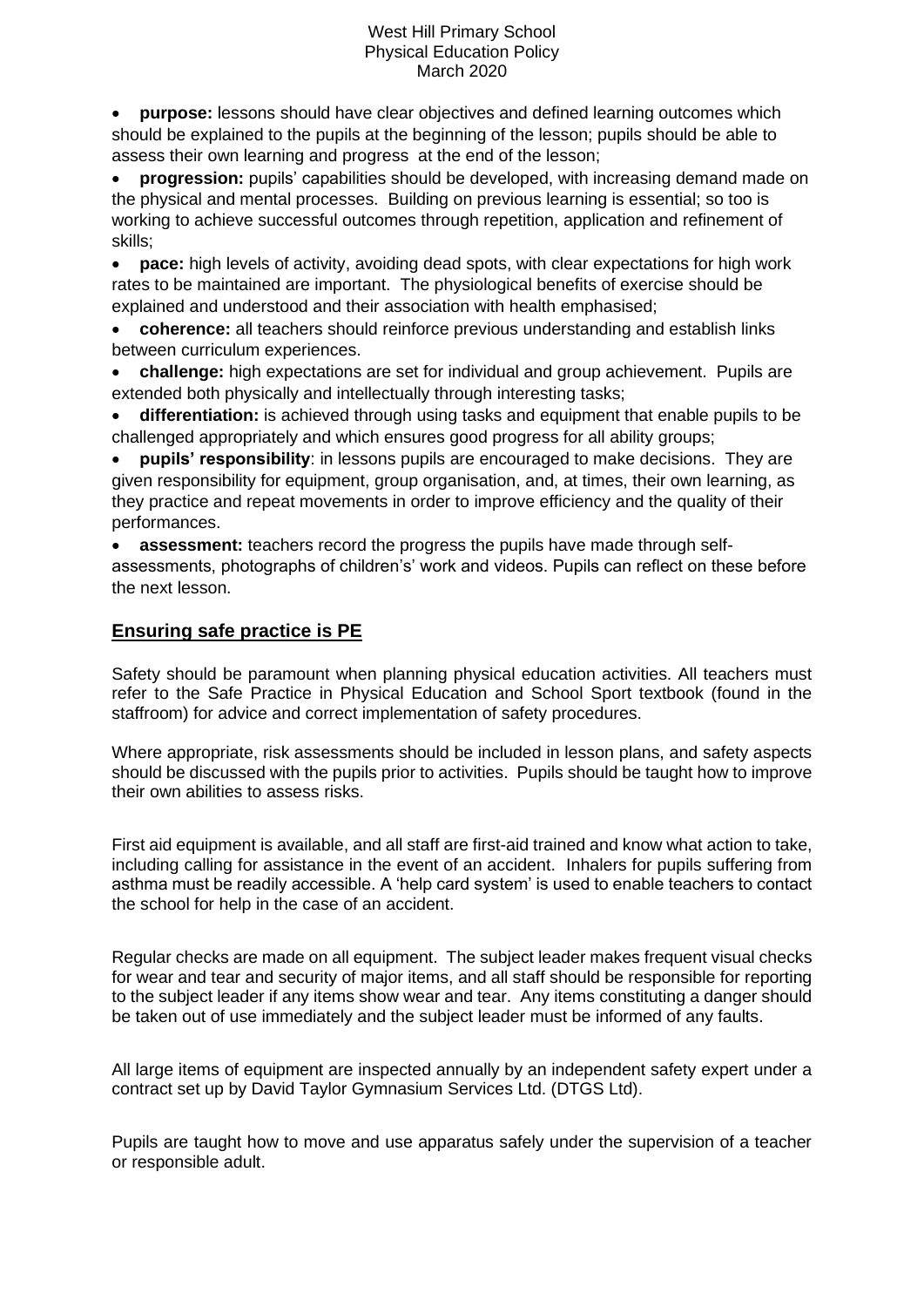- **purpose:** lessons should have clear objectives and defined learning outcomes which should be explained to the pupils at the beginning of the lesson; pupils should be able to assess their own learning and progress at the end of the lesson;
- **progression:** pupils' capabilities should be developed, with increasing demand made on the physical and mental processes. Building on previous learning is essential; so too is working to achieve successful outcomes through repetition, application and refinement of skills;
- **pace:** high levels of activity, avoiding dead spots, with clear expectations for high work rates to be maintained are important. The physiological benefits of exercise should be explained and understood and their association with health emphasised;
- **coherence:** all teachers should reinforce previous understanding and establish links between curriculum experiences.
- **challenge:** high expectations are set for individual and group achievement. Pupils are extended both physically and intellectually through interesting tasks;
- **differentiation:** is achieved through using tasks and equipment that enable pupils to be challenged appropriately and which ensures good progress for all ability groups;
- **pupils' responsibility**: in lessons pupils are encouraged to make decisions. They are given responsibility for equipment, group organisation, and, at times, their own learning, as they practice and repeat movements in order to improve efficiency and the quality of their performances.
- **assessment:** teachers record the progress the pupils have made through self-assessments, photographs of children's' work and videos. Pupils can reflect on these before the next lesson.

## Ensuring safe practice is PE

Safety should be paramount when planning physical education activities. All teachers must refer to the Safe Practice in Physical Education and School Sport textbook (found in the staffroom) for advice and correct implementation of safety procedures.

Where appropriate, risk assessments should be included in lesson plans, and safety aspects should be discussed with the pupils prior to activities. Pupils should be taught how to improve their own abilities to assess risks.

First aid equipment is available, and all staff are first-aid trained and know what action to take, including calling for assistance in the event of an accident. Inhalers for pupils suffering from asthma must be readily accessible. A 'help card system' is used to enable teachers to contact the school for help in the case of an accident.

Regular checks are made on all equipment. The subject leader makes frequent visual checks for wear and tear and security of major items, and all staff should be responsible for reporting to the subject leader if any items show wear and tear. Any items constituting a danger should be taken out of use immediately and the subject leader must be informed of any faults.

All large items of equipment are inspected annually by an independent safety expert under a contract set up by David Taylor Gymnasium Services Ltd. (DTGS Ltd).

Pupils are taught how to move and use apparatus safely under the supervision of a teacher or responsible adult.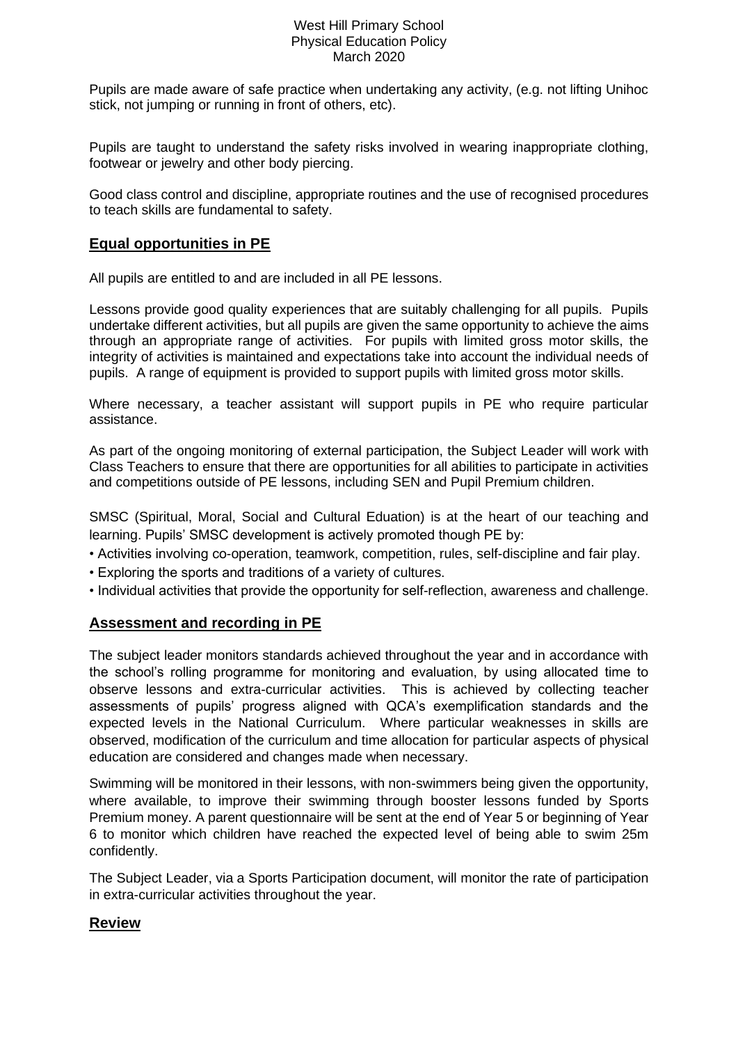Pupils are made aware of safe practice when undertaking any activity, (e.g. not lifting Unihoc stick, not jumping or running in front of others, etc).

Pupils are taught to understand the safety risks involved in wearing inappropriate clothing, footwear or jewelry and other body piercing.

Good class control and discipline, appropriate routines and the use of recognised procedures to teach skills are fundamental to safety.

## **Equal opportunities in PE**

All pupils are entitled to and are included in all PE lessons.

Lessons provide good quality experiences that are suitably challenging for all pupils. Pupils undertake different activities, but all pupils are given the same opportunity to achieve the aims through an appropriate range of activities. For pupils with limited gross motor skills, the integrity of activities is maintained and expectations take into account the individual needs of pupils. A range of equipment is provided to support pupils with limited gross motor skills.

Where necessary, a teacher assistant will support pupils in PE who require particular assistance.

As part of the ongoing monitoring of external participation, the Subject Leader will work with Class Teachers to ensure that there are opportunities for all abilities to participate in activities and competitions outside of PE lessons, including SEN and Pupil Premium children.

SMSC (Spiritual, Moral, Social and Cultural Eduation) is at the heart of our teaching and learning. Pupils' SMSC development is actively promoted though PE by:

- Activities involving co-operation, teamwork, competition, rules, self-discipline and fair play.
- Exploring the sports and traditions of a variety of cultures.
- Individual activities that provide the opportunity for self-reflection, awareness and challenge.

## **Assessment and recording in PE**

The subject leader monitors standards achieved throughout the year and in accordance with the school's rolling programme for monitoring and evaluation, by using allocated time to observe lessons and extra-curricular activities. This is achieved by collecting teacher assessments of pupils' progress aligned with QCA's exemplification standards and the expected levels in the National Curriculum. Where particular weaknesses in skills are observed, modification of the curriculum and time allocation for particular aspects of physical education are considered and changes made when necessary.

Swimming will be monitored in their lessons, with non-swimmers being given the opportunity, where available, to improve their swimming through booster lessons funded by Sports Premium money. A parent questionnaire will be sent at the end of Year 5 or beginning of Year 6 to monitor which children have reached the expected level of being able to swim 25m confidently.

The Subject Leader, via a Sports Participation document, will monitor the rate of participation in extra-curricular activities throughout the year.

## **Review**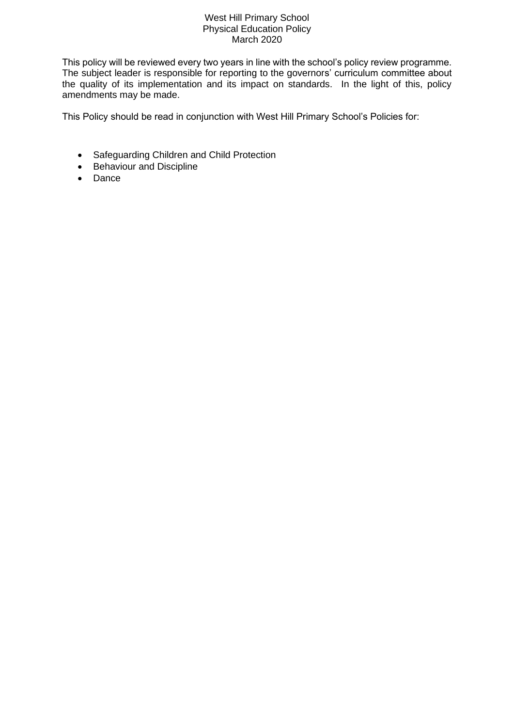West Hill Primary School
Physical Education Policy
March 2020

This policy will be reviewed every two years in line with the school's policy review programme. The subject leader is responsible for reporting to the governors' curriculum committee about the quality of its implementation and its impact on standards. In the light of this, policy amendments may be made.

This Policy should be read in conjunction with West Hill Primary School's Policies for:

- Safeguarding Children and Child Protection
- Behaviour and Discipline
- Dance